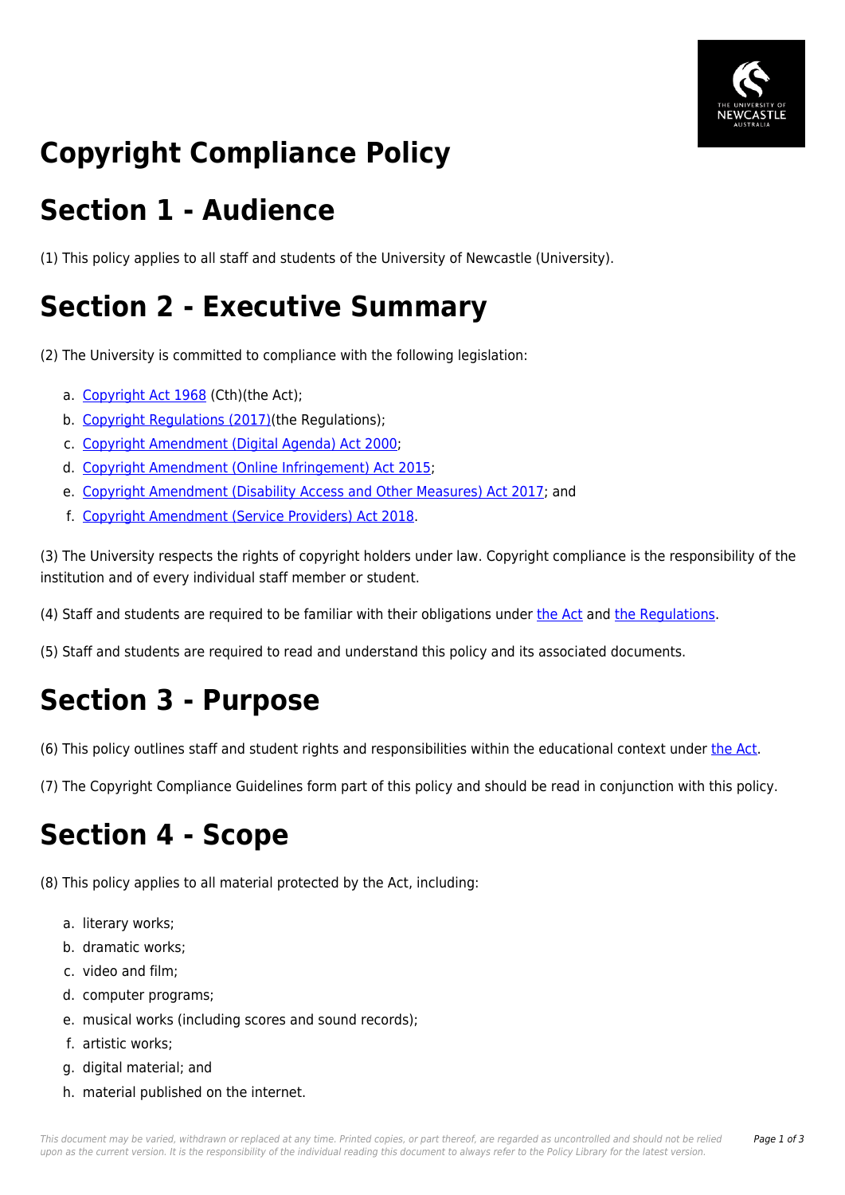# Copyright Compliance Policy

## Section 1 - Audience

(1) This policy applies to all staff and students of the University of Newcastle (University).

## Section 2 - Executive Summary

(2) The University is committed to compliance with the following legislation:

a. Copyright Act 1968 (Cth)(the Act);
b. Copyright Regulations (2017)(the Regulations);
c. Copyright Amendment (Digital Agenda) Act 2000;
d. Copyright Amendment (Online Infringement) Act 2015;
e. Copyright Amendment (Disability Access and Other Measures) Act 2017; and
f. Copyright Amendment (Service Providers) Act 2018.

(3) The University respects the rights of copyright holders under law. Copyright compliance is the responsibility of the institution and of every individual staff member or student.

(4) Staff and students are required to be familiar with their obligations under the Act and the Regulations.

(5) Staff and students are required to read and understand this policy and its associated documents.

## Section 3 - Purpose

(6) This policy outlines staff and student rights and responsibilities within the educational context under the Act.

(7) The Copyright Compliance Guidelines form part of this policy and should be read in conjunction with this policy.

## Section 4 - Scope

(8) This policy applies to all material protected by the Act, including:

a. literary works;
b. dramatic works;
c. video and film;
d. computer programs;
e. musical works (including scores and sound records);
f. artistic works;
g. digital material; and
h. material published on the internet.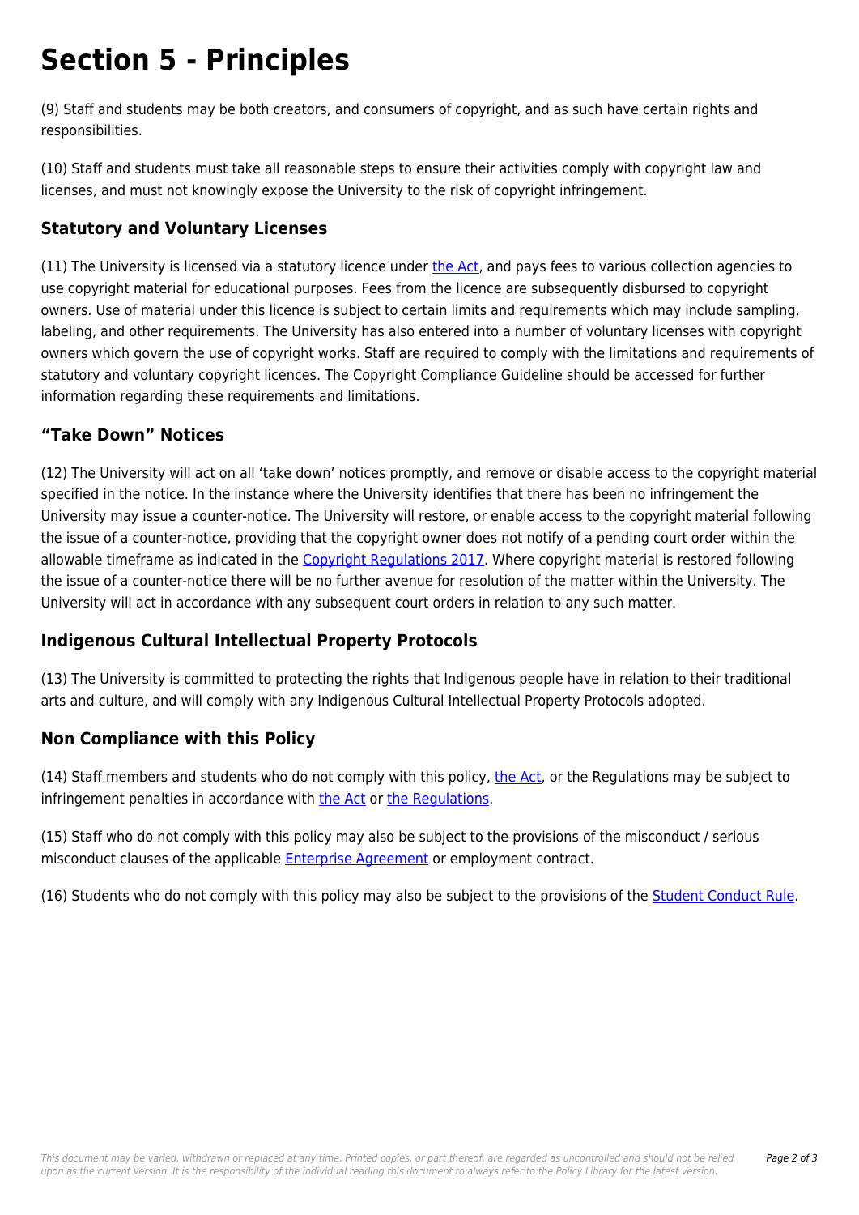# Section 5 - Principles

(9) Staff and students may be both creators, and consumers of copyright, and as such have certain rights and responsibilities.

(10) Staff and students must take all reasonable steps to ensure their activities comply with copyright law and licenses, and must not knowingly expose the University to the risk of copyright infringement.

## Statutory and Voluntary Licenses

(11) The University is licensed via a statutory licence under the Act, and pays fees to various collection agencies to use copyright material for educational purposes. Fees from the licence are subsequently disbursed to copyright owners. Use of material under this licence is subject to certain limits and requirements which may include sampling, labeling, and other requirements. The University has also entered into a number of voluntary licenses with copyright owners which govern the use of copyright works. Staff are required to comply with the limitations and requirements of statutory and voluntary copyright licences. The Copyright Compliance Guideline should be accessed for further information regarding these requirements and limitations.

## "Take Down" Notices

(12) The University will act on all 'take down' notices promptly, and remove or disable access to the copyright material specified in the notice. In the instance where the University identifies that there has been no infringement the University may issue a counter-notice. The University will restore, or enable access to the copyright material following the issue of a counter-notice, providing that the copyright owner does not notify of a pending court order within the allowable timeframe as indicated in the Copyright Regulations 2017. Where copyright material is restored following the issue of a counter-notice there will be no further avenue for resolution of the matter within the University. The University will act in accordance with any subsequent court orders in relation to any such matter.

## Indigenous Cultural Intellectual Property Protocols

(13) The University is committed to protecting the rights that Indigenous people have in relation to their traditional arts and culture, and will comply with any Indigenous Cultural Intellectual Property Protocols adopted.

## Non Compliance with this Policy

(14) Staff members and students who do not comply with this policy, the Act, or the Regulations may be subject to infringement penalties in accordance with the Act or the Regulations.

(15) Staff who do not comply with this policy may also be subject to the provisions of the misconduct / serious misconduct clauses of the applicable Enterprise Agreement or employment contract.

(16) Students who do not comply with this policy may also be subject to the provisions of the Student Conduct Rule.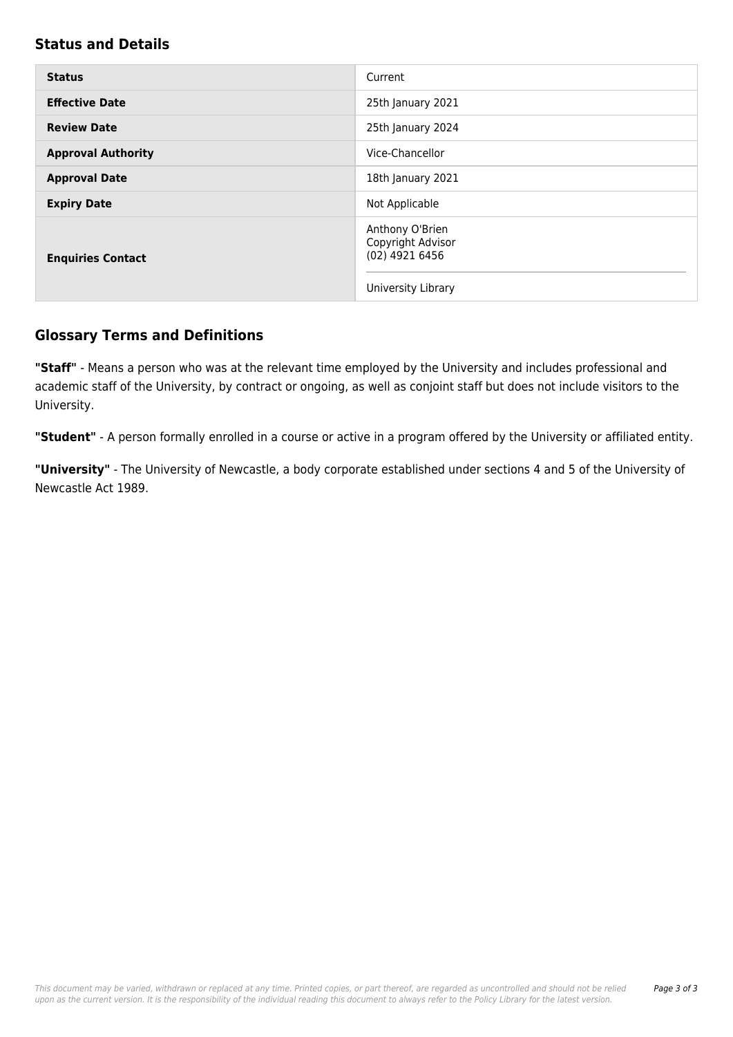## Status and Details

| | |
|---|---|
| **Status** | Current |
| **Effective Date** | 25th January 2021 |
| **Review Date** | 25th January 2024 |
| **Approval Authority** | Vice-Chancellor |
| **Approval Date** | 18th January 2021 |
| **Expiry Date** | Not Applicable |
| **Enquiries Contact** | Anthony O'Brien<br>Copyright Advisor<br>(02) 4921 6456<br><br>University Library |

## Glossary Terms and Definitions

**"Staff"** - Means a person who was at the relevant time employed by the University and includes professional and academic staff of the University, by contract or ongoing, as well as conjoint staff but does not include visitors to the University.

**"Student"** - A person formally enrolled in a course or active in a program offered by the University or affiliated entity.

**"University"** - The University of Newcastle, a body corporate established under sections 4 and 5 of the University of Newcastle Act 1989.